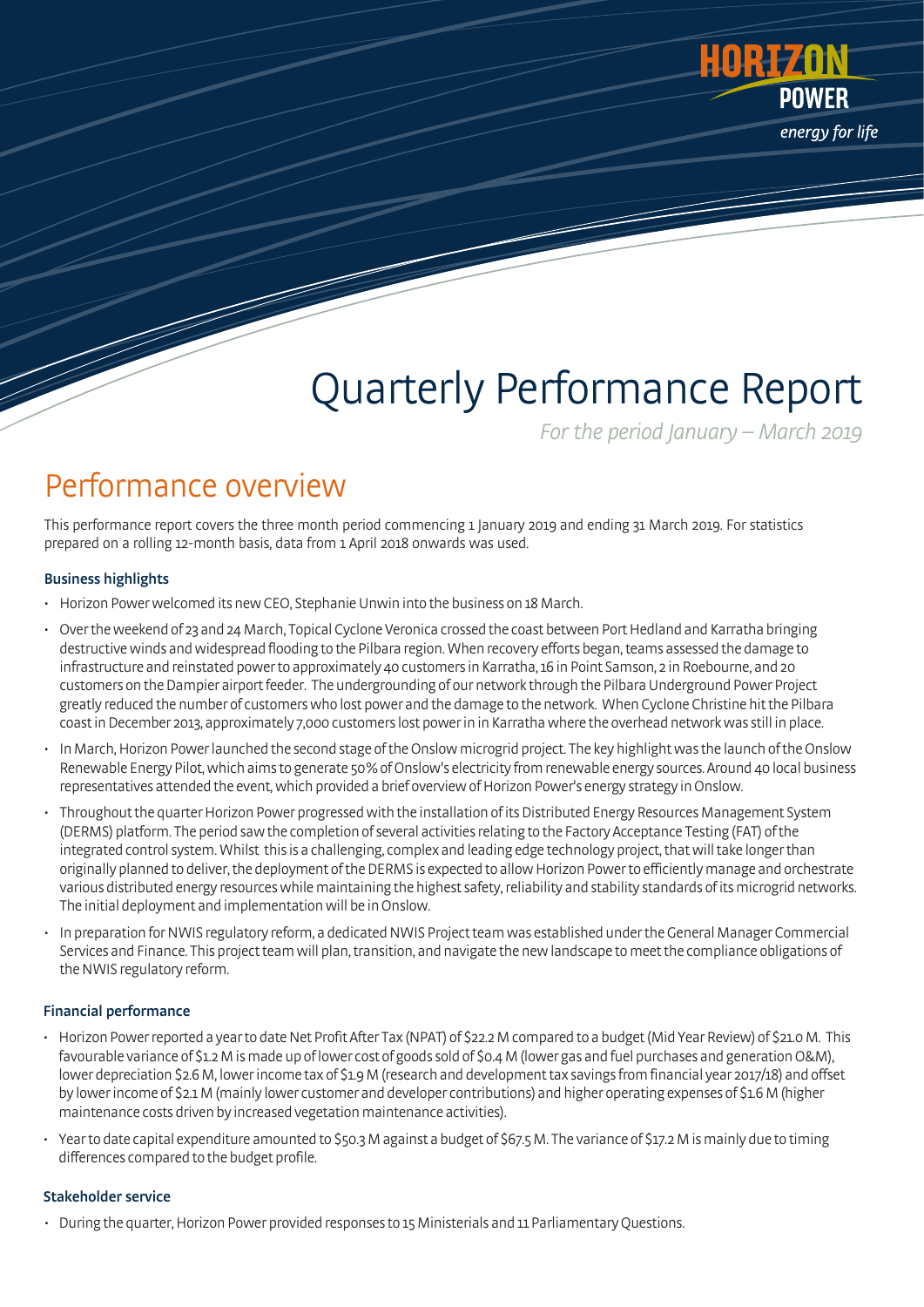# Quarterly Performance Report

*For the period January – March 2019*

## Performance overview

This performance report covers the three month period commencing 1 January 2019 and ending 31 March 2019. For statistics prepared on a rolling 12-month basis, data from 1 April 2018 onwards was used.

### Business highlights

- Horizon Power welcomed its new CEO, Stephanie Unwin into the business on 18 March.
- Over the weekend of 23 and 24 March, Topical Cyclone Veronica crossed the coast between Port Hedland and Karratha bringing destructive winds and widespread flooding to the Pilbara region. When recovery efforts began, teams assessed the damage to infrastructure and reinstated power to approximately 40 customers in Karratha, 16 in Point Samson, 2 in Roebourne, and 20 customers on the Dampier airport feeder. The undergrounding of our network through the Pilbara Underground Power Project greatly reduced the number of customers who lost power and the damage to the network. When Cyclone Christine hit the Pilbara coast in December 2013, approximately 7,000 customers lost power in in Karratha where the overhead network was still in place.
- In March, Horizon Power launched the second stage of the Onslow microgrid project. The key highlight was the launch of the Onslow Renewable Energy Pilot, which aims to generate 50% of Onslow's electricity from renewable energy sources. Around 40 local business representatives attended the event, which provided a brief overview of Horizon Power's energy strategy in Onslow.
- Throughout the quarter Horizon Power progressed with the installation of its Distributed Energy Resources Management System (DERMS) platform. The period saw the completion of several activities relating to the Factory Acceptance Testing (FAT) of the integrated control system. Whilst this is a challenging, complex and leading edge technology project, that will take longer than originally planned to deliver, the deployment of the DERMS is expected to allow Horizon Power to efficiently manage and orchestrate various distributed energy resources while maintaining the highest safety, reliability and stability standards of its microgrid networks. The initial deployment and implementation will be in Onslow.
- In preparation for NWIS regulatory reform, a dedicated NWIS Project team was established under the General Manager Commercial Services and Finance. This project team will plan, transition, and navigate the new landscape to meet the compliance obligations of the NWIS regulatory reform.

### Financial performance

- Horizon Power reported a year to date Net Profit After Tax (NPAT) of $22.2 M compared to a budget (Mid Year Review) of $21.0 M. This favourable variance of $1.2 M is made up of lower cost of goods sold of $0.4 M (lower gas and fuel purchases and generation O&M), lower depreciation $2.6 M, lower income tax of $1.9 M (research and development tax savings from financial year 2017/18) and offset by lower income of $2.1 M (mainly lower customer and developer contributions) and higher operating expenses of $1.6 M (higher maintenance costs driven by increased vegetation maintenance activities).
- Year to date capital expenditure amounted to $50.3 M against a budget of $67.5 M. The variance of $17.2 M is mainly due to timing differences compared to the budget profile.

### Stakeholder service

- During the quarter, Horizon Power provided responses to 15 Ministerials and 11 Parliamentary Questions.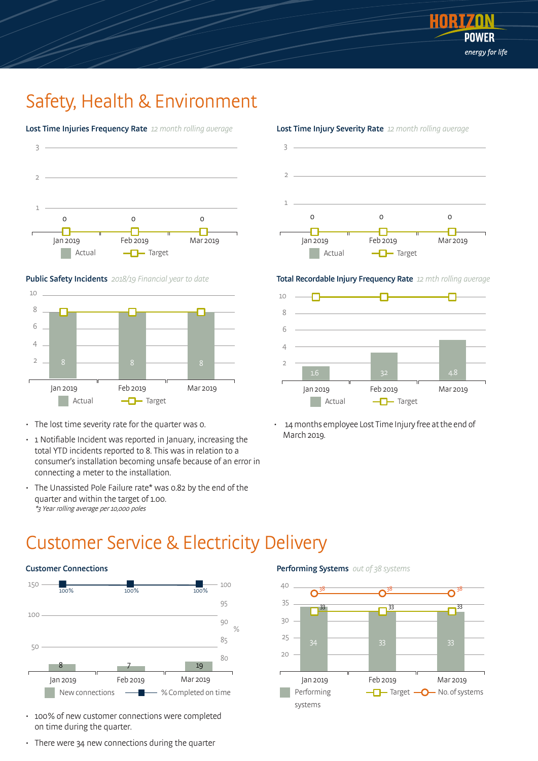# Safety, Health & Environment

**Lost Time Injuries Frequency Rate** *12 month rolling average*

| | Jan 2019 | Feb 2019 | Mar 2019 |
|---|---|---|---|
| Actual | 0 | 0 | 0 |
| Target | 0 | 0 | 0 |

**Lost Time Injury Severity Rate** *12 month rolling average*

| | Jan 2019 | Feb 2019 | Mar 2019 |
|---|---|---|---|
| Actual | 0 | 0 | 0 |
| Target | 0 | 0 | 0 |

**Public Safety Incidents** *2018/19 Financial year to date*

| | Jan 2019 | Feb 2019 | Mar 2019 |
|---|---|---|---|
| Actual | 8 | 8 | 8 |
| Target | 8 | 8 | 8 |

**Total Recordable Injury Frequency Rate** *12 mth rolling average*

| | Jan 2019 | Feb 2019 | Mar 2019 |
|---|---|---|---|
| Actual | 1.6 | 3.2 | 4.8 |
| Target | 10 | 10 | 10 |

- The lost time severity rate for the quarter was 0.
- 1 Notifiable Incident was reported in January, increasing the total YTD incidents reported to 8. This was in relation to a consumer's installation becoming unsafe because of an error in connecting a meter to the installation.
- The Unassisted Pole Failure rate* was 0.82 by the end of the quarter and within the target of 1.00.
  *\*3 Year rolling average per 10,000 poles*
- 14 months employee Lost Time Injury free at the end of March 2019.

# Customer Service & Electricity Delivery

**Customer Connections**

| | Jan 2019 | Feb 2019 | Mar 2019 |
|---|---|---|---|
| New connections | 8 | 7 | 19 |
| % Completed on time | 100% | 100% | 100% |

**Performing Systems** *out of 38 systems*

| | Jan 2019 | Feb 2019 | Mar 2019 |
|---|---|---|---|
| Performing systems | 34 | 33 | 33 |
| Target | 33 | 33 | 33 |
| No. of systems | 38 | 38 | 38 |

- 100% of new customer connections were completed on time during the quarter.
- There were 34 new connections during the quarter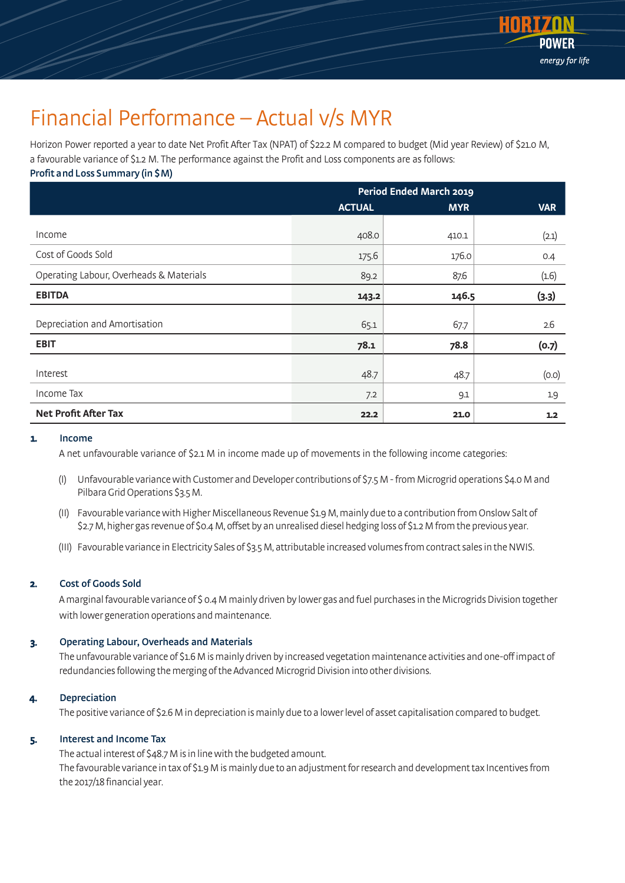# Financial Performance – Actual v/s MYR

Horizon Power reported a year to date Net Profit After Tax (NPAT) of $22.2 M compared to budget (Mid year Review) of $21.0 M, a favourable variance of $1.2 M. The performance against the Profit and Loss components are as follows:

**Profit and Loss Summary (in $M)**

| | Period Ended March 2019 | | |
|---|---|---|---|
| | ACTUAL | MYR | VAR |
| Income | 408.0 | 410.1 | (2.1) |
| Cost of Goods Sold | 175.6 | 176.0 | 0.4 |
| Operating Labour, Overheads & Materials | 89.2 | 87.6 | (1.6) |
| **EBITDA** | **143.2** | **146.5** | **(3.3)** |
| Depreciation and Amortisation | 65.1 | 67.7 | 2.6 |
| **EBIT** | **78.1** | **78.8** | **(0.7)** |
| Interest | 48.7 | 48.7 | (0.0) |
| Income Tax | 7.2 | 9.1 | 1.9 |
| **Net Profit After Tax** | **22.2** | **21.0** | **1.2** |

**1. Income**

A net unfavourable variance of $2.1 M in income made up of movements in the following income categories:

(I) Unfavourable variance with Customer and Developer contributions of $7.5 M - from Microgrid operations $4.0 M and Pilbara Grid Operations $3.5 M.

(II) Favourable variance with Higher Miscellaneous Revenue $1.9 M, mainly due to a contribution from Onslow Salt of $2.7 M, higher gas revenue of $0.4 M, offset by an unrealised diesel hedging loss of $1.2 M from the previous year.

(III) Favourable variance in Electricity Sales of $3.5 M, attributable increased volumes from contract sales in the NWIS.

**2. Cost of Goods Sold**

A marginal favourable variance of $ 0.4 M mainly driven by lower gas and fuel purchases in the Microgrids Division together with lower generation operations and maintenance.

**3. Operating Labour, Overheads and Materials**

The unfavourable variance of $1.6 M is mainly driven by increased vegetation maintenance activities and one-off impact of redundancies following the merging of the Advanced Microgrid Division into other divisions.

**4. Depreciation**

The positive variance of $2.6 M in depreciation is mainly due to a lower level of asset capitalisation compared to budget.

**5. Interest and Income Tax**

The actual interest of $48.7 M is in line with the budgeted amount.
The favourable variance in tax of $1.9 M is mainly due to an adjustment for research and development tax Incentives from the 2017/18 financial year.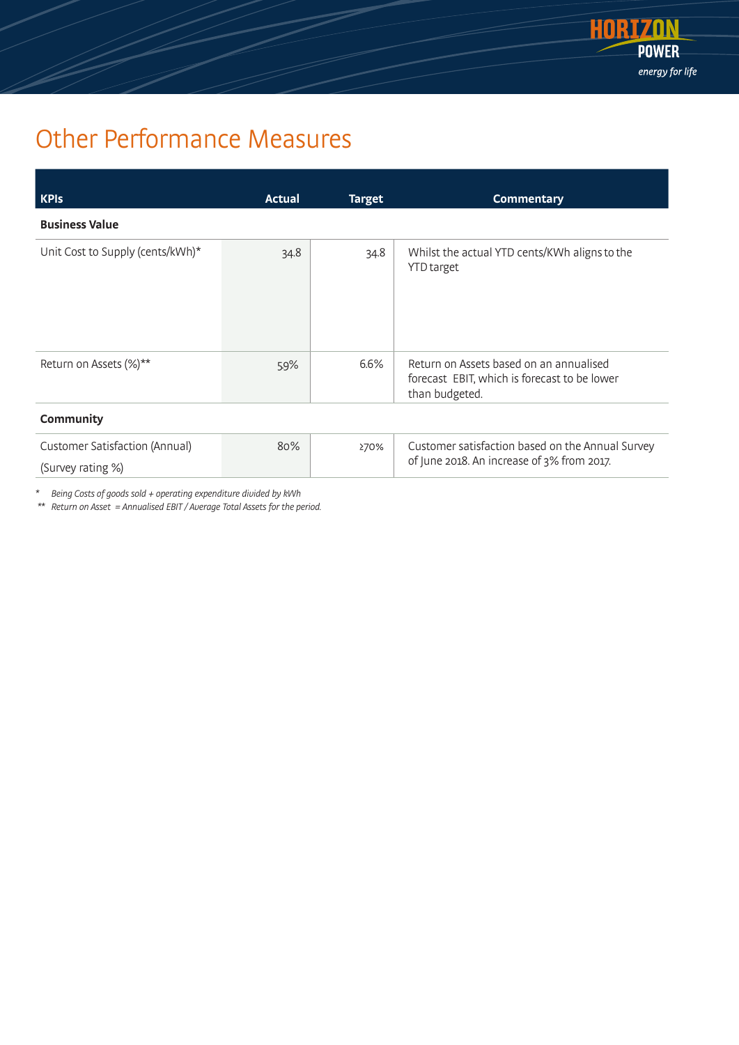# Other Performance Measures

| KPIs | Actual | Target | Commentary |
|---|---|---|---|
| **Business Value** | | | |
| Unit Cost to Supply (cents/kWh)* | 34.8 | 34.8 | Whilst the actual YTD cents/KWh aligns to the YTD target |
| Return on Assets (%)** | 59% | 6.6% | Return on Assets based on an annualised forecast EBIT, which is forecast to be lower than budgeted. |
| **Community** | | | |
| Customer Satisfaction (Annual) (Survey rating %) | 80% | ≥70% | Customer satisfaction based on the Annual Survey of June 2018. An increase of 3% from 2017. |

\* *Being Costs of goods sold + operating expenditure divided by kWh*

\*\* *Return on Asset = Annualised EBIT / Average Total Assets for the period.*